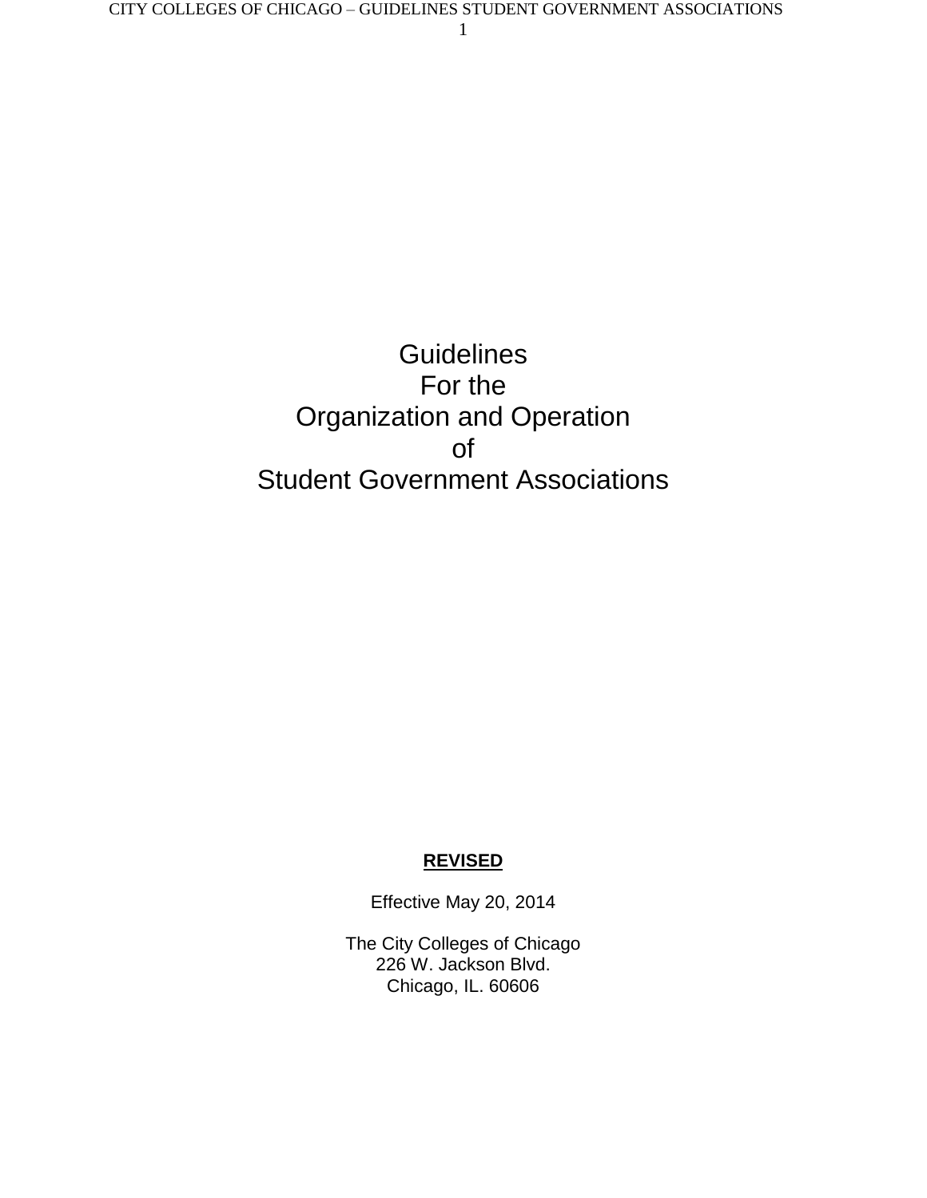# Guidelines For the Organization and Operation of Student Government Associations

**REVISED**

Effective May 20, 2014

The City Colleges of Chicago
226 W. Jackson Blvd.
Chicago, IL. 60606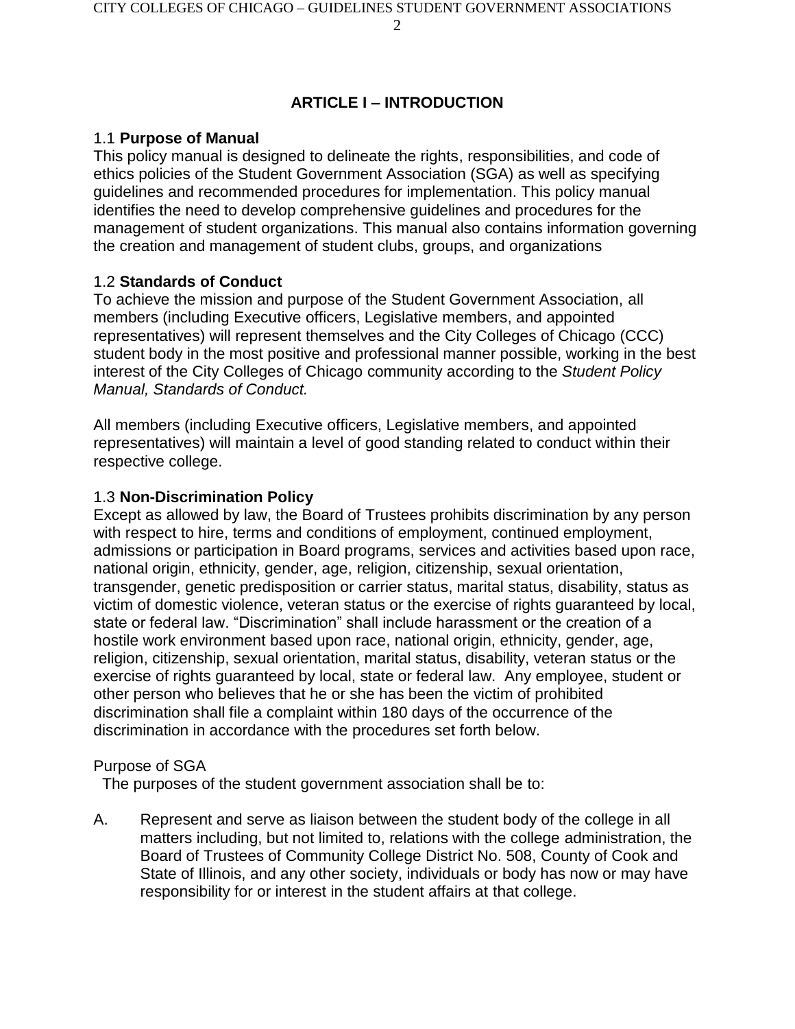## ARTICLE I – INTRODUCTION

### 1.1 **Purpose of Manual**

This policy manual is designed to delineate the rights, responsibilities, and code of ethics policies of the Student Government Association (SGA) as well as specifying guidelines and recommended procedures for implementation. This policy manual identifies the need to develop comprehensive guidelines and procedures for the management of student organizations. This manual also contains information governing the creation and management of student clubs, groups, and organizations

### 1.2 **Standards of Conduct**

To achieve the mission and purpose of the Student Government Association, all members (including Executive officers, Legislative members, and appointed representatives) will represent themselves and the City Colleges of Chicago (CCC) student body in the most positive and professional manner possible, working in the best interest of the City Colleges of Chicago community according to the *Student Policy Manual, Standards of Conduct.*

All members (including Executive officers, Legislative members, and appointed representatives) will maintain a level of good standing related to conduct within their respective college.

### 1.3 **Non-Discrimination Policy**

Except as allowed by law, the Board of Trustees prohibits discrimination by any person with respect to hire, terms and conditions of employment, continued employment, admissions or participation in Board programs, services and activities based upon race, national origin, ethnicity, gender, age, religion, citizenship, sexual orientation, transgender, genetic predisposition or carrier status, marital status, disability, status as victim of domestic violence, veteran status or the exercise of rights guaranteed by local, state or federal law. “Discrimination” shall include harassment or the creation of a hostile work environment based upon race, national origin, ethnicity, gender, age, religion, citizenship, sexual orientation, marital status, disability, veteran status or the exercise of rights guaranteed by local, state or federal law. Any employee, student or other person who believes that he or she has been the victim of prohibited discrimination shall file a complaint within 180 days of the occurrence of the discrimination in accordance with the procedures set forth below.

Purpose of SGA

The purposes of the student government association shall be to:

A. Represent and serve as liaison between the student body of the college in all matters including, but not limited to, relations with the college administration, the Board of Trustees of Community College District No. 508, County of Cook and State of Illinois, and any other society, individuals or body has now or may have responsibility for or interest in the student affairs at that college.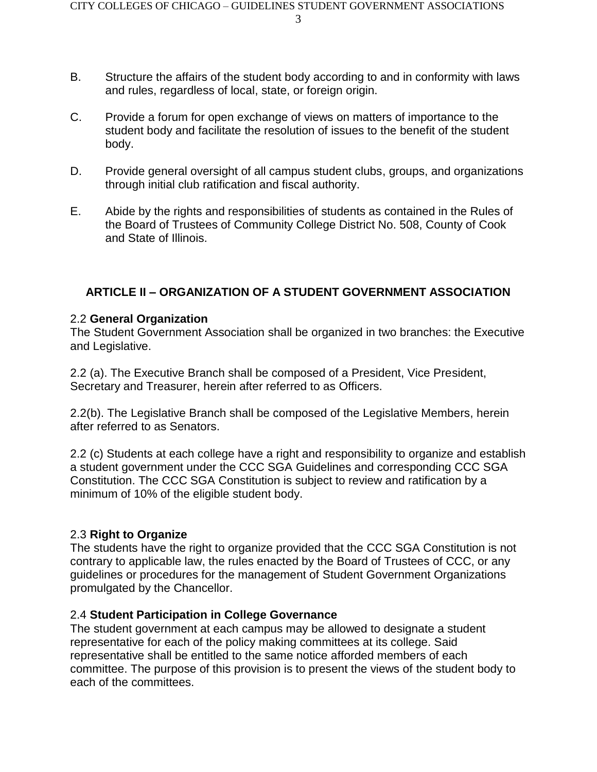B. Structure the affairs of the student body according to and in conformity with laws and rules, regardless of local, state, or foreign origin.

C. Provide a forum for open exchange of views on matters of importance to the student body and facilitate the resolution of issues to the benefit of the student body.

D. Provide general oversight of all campus student clubs, groups, and organizations through initial club ratification and fiscal authority.

E. Abide by the rights and responsibilities of students as contained in the Rules of the Board of Trustees of Community College District No. 508, County of Cook and State of Illinois.

## ARTICLE II – ORGANIZATION OF A STUDENT GOVERNMENT ASSOCIATION

2.2 **General Organization**
The Student Government Association shall be organized in two branches: the Executive and Legislative.

2.2 (a). The Executive Branch shall be composed of a President, Vice President, Secretary and Treasurer, herein after referred to as Officers.

2.2(b). The Legislative Branch shall be composed of the Legislative Members, herein after referred to as Senators.

2.2 (c) Students at each college have a right and responsibility to organize and establish a student government under the CCC SGA Guidelines and corresponding CCC SGA Constitution. The CCC SGA Constitution is subject to review and ratification by a minimum of 10% of the eligible student body.

2.3 **Right to Organize**
The students have the right to organize provided that the CCC SGA Constitution is not contrary to applicable law, the rules enacted by the Board of Trustees of CCC, or any guidelines or procedures for the management of Student Government Organizations promulgated by the Chancellor.

2.4 **Student Participation in College Governance**
The student government at each campus may be allowed to designate a student representative for each of the policy making committees at its college. Said representative shall be entitled to the same notice afforded members of each committee. The purpose of this provision is to present the views of the student body to each of the committees.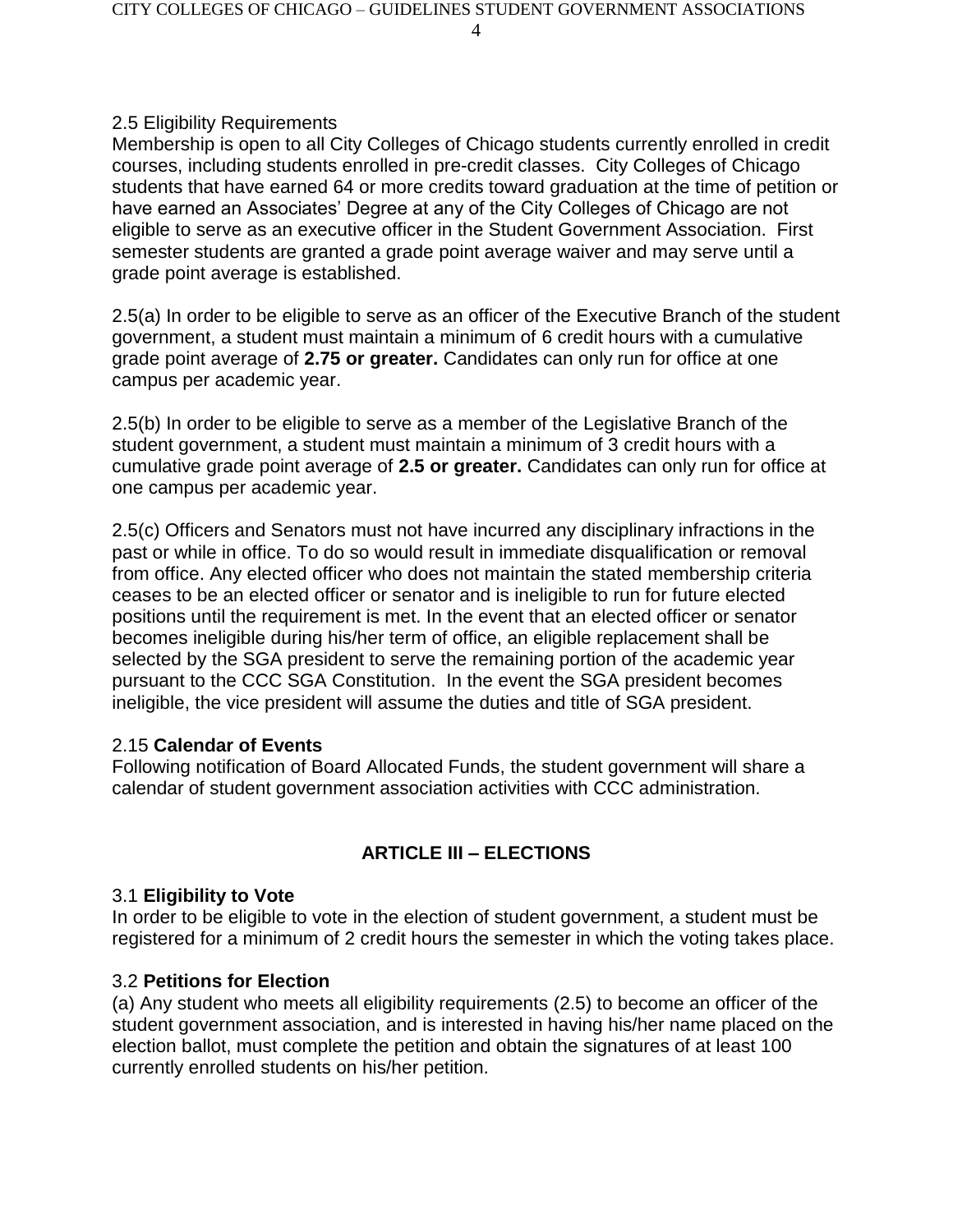2.5 Eligibility Requirements

Membership is open to all City Colleges of Chicago students currently enrolled in credit courses, including students enrolled in pre-credit classes. City Colleges of Chicago students that have earned 64 or more credits toward graduation at the time of petition or have earned an Associates' Degree at any of the City Colleges of Chicago are not eligible to serve as an executive officer in the Student Government Association. First semester students are granted a grade point average waiver and may serve until a grade point average is established.

2.5(a) In order to be eligible to serve as an officer of the Executive Branch of the student government, a student must maintain a minimum of 6 credit hours with a cumulative grade point average of **2.75 or greater.** Candidates can only run for office at one campus per academic year.

2.5(b) In order to be eligible to serve as a member of the Legislative Branch of the student government, a student must maintain a minimum of 3 credit hours with a cumulative grade point average of **2.5 or greater.** Candidates can only run for office at one campus per academic year.

2.5(c) Officers and Senators must not have incurred any disciplinary infractions in the past or while in office. To do so would result in immediate disqualification or removal from office. Any elected officer who does not maintain the stated membership criteria ceases to be an elected officer or senator and is ineligible to run for future elected positions until the requirement is met. In the event that an elected officer or senator becomes ineligible during his/her term of office, an eligible replacement shall be selected by the SGA president to serve the remaining portion of the academic year pursuant to the CCC SGA Constitution. In the event the SGA president becomes ineligible, the vice president will assume the duties and title of SGA president.

2.15 **Calendar of Events**

Following notification of Board Allocated Funds, the student government will share a calendar of student government association activities with CCC administration.

## ARTICLE III – ELECTIONS

3.1 **Eligibility to Vote**

In order to be eligible to vote in the election of student government, a student must be registered for a minimum of 2 credit hours the semester in which the voting takes place.

3.2 **Petitions for Election**

(a) Any student who meets all eligibility requirements (2.5) to become an officer of the student government association, and is interested in having his/her name placed on the election ballot, must complete the petition and obtain the signatures of at least 100 currently enrolled students on his/her petition.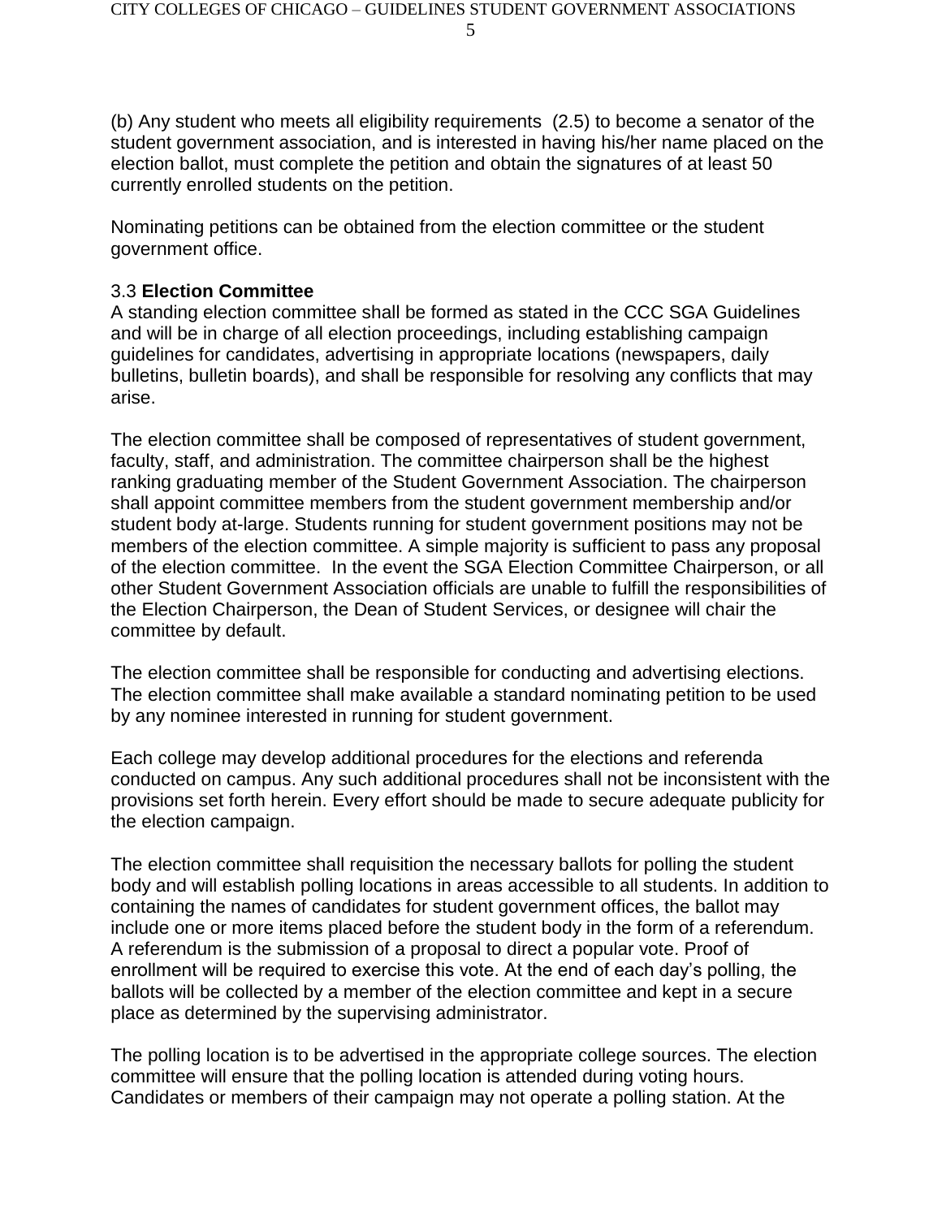(b) Any student who meets all eligibility requirements (2.5) to become a senator of the student government association, and is interested in having his/her name placed on the election ballot, must complete the petition and obtain the signatures of at least 50 currently enrolled students on the petition.

Nominating petitions can be obtained from the election committee or the student government office.

### 3.3 **Election Committee**

A standing election committee shall be formed as stated in the CCC SGA Guidelines and will be in charge of all election proceedings, including establishing campaign guidelines for candidates, advertising in appropriate locations (newspapers, daily bulletins, bulletin boards), and shall be responsible for resolving any conflicts that may arise.

The election committee shall be composed of representatives of student government, faculty, staff, and administration. The committee chairperson shall be the highest ranking graduating member of the Student Government Association. The chairperson shall appoint committee members from the student government membership and/or student body at-large. Students running for student government positions may not be members of the election committee. A simple majority is sufficient to pass any proposal of the election committee. In the event the SGA Election Committee Chairperson, or all other Student Government Association officials are unable to fulfill the responsibilities of the Election Chairperson, the Dean of Student Services, or designee will chair the committee by default.

The election committee shall be responsible for conducting and advertising elections. The election committee shall make available a standard nominating petition to be used by any nominee interested in running for student government.

Each college may develop additional procedures for the elections and referenda conducted on campus. Any such additional procedures shall not be inconsistent with the provisions set forth herein. Every effort should be made to secure adequate publicity for the election campaign.

The election committee shall requisition the necessary ballots for polling the student body and will establish polling locations in areas accessible to all students. In addition to containing the names of candidates for student government offices, the ballot may include one or more items placed before the student body in the form of a referendum. A referendum is the submission of a proposal to direct a popular vote. Proof of enrollment will be required to exercise this vote. At the end of each day's polling, the ballots will be collected by a member of the election committee and kept in a secure place as determined by the supervising administrator.

The polling location is to be advertised in the appropriate college sources. The election committee will ensure that the polling location is attended during voting hours. Candidates or members of their campaign may not operate a polling station. At the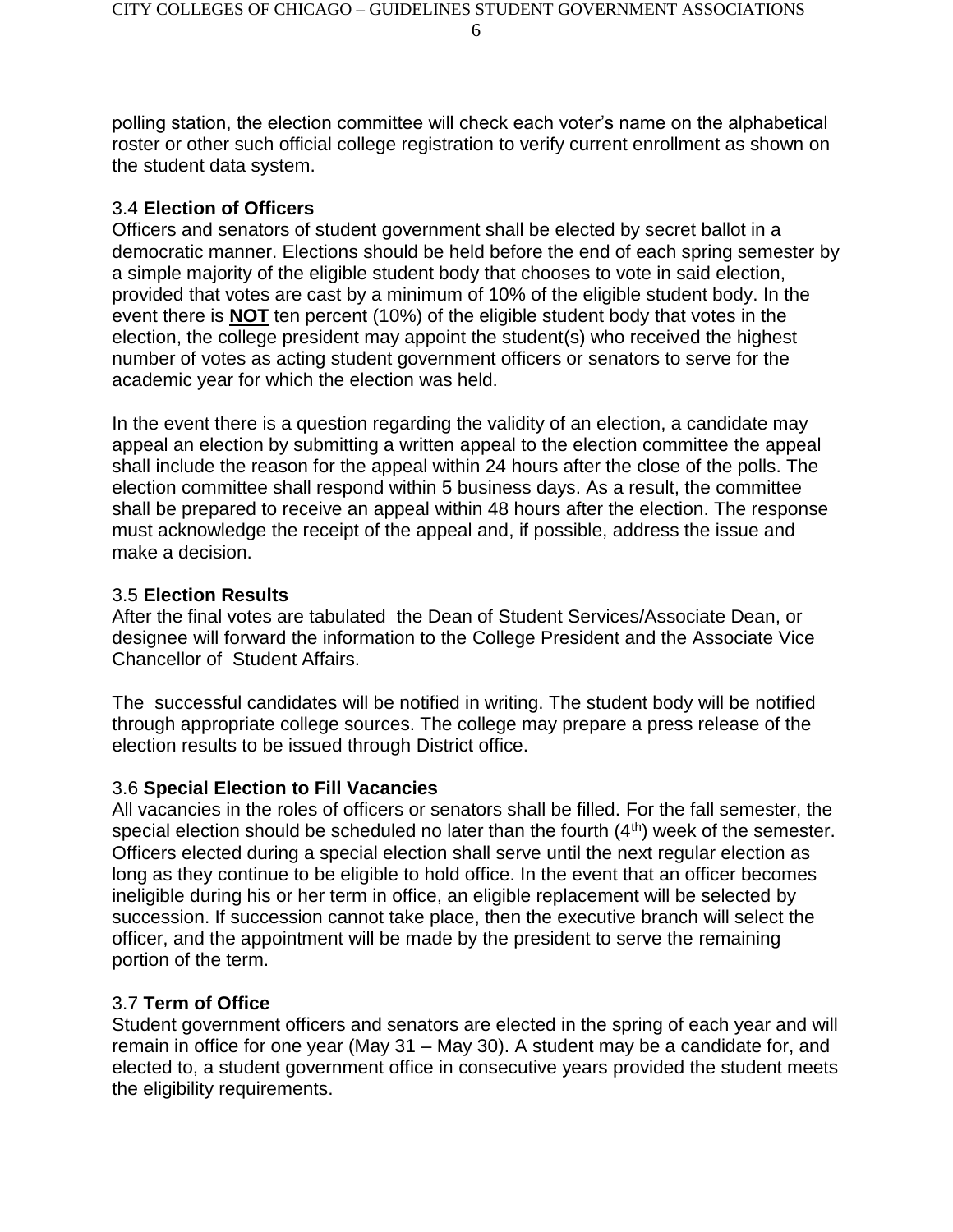polling station, the election committee will check each voter's name on the alphabetical roster or other such official college registration to verify current enrollment as shown on the student data system.

### 3.4 **Election of Officers**

Officers and senators of student government shall be elected by secret ballot in a democratic manner. Elections should be held before the end of each spring semester by a simple majority of the eligible student body that chooses to vote in said election, provided that votes are cast by a minimum of 10% of the eligible student body. In the event there is **NOT** ten percent (10%) of the eligible student body that votes in the election, the college president may appoint the student(s) who received the highest number of votes as acting student government officers or senators to serve for the academic year for which the election was held.

In the event there is a question regarding the validity of an election, a candidate may appeal an election by submitting a written appeal to the election committee the appeal shall include the reason for the appeal within 24 hours after the close of the polls. The election committee shall respond within 5 business days. As a result, the committee shall be prepared to receive an appeal within 48 hours after the election. The response must acknowledge the receipt of the appeal and, if possible, address the issue and make a decision.

### 3.5 **Election Results**

After the final votes are tabulated the Dean of Student Services/Associate Dean, or designee will forward the information to the College President and the Associate Vice Chancellor of Student Affairs.

The successful candidates will be notified in writing. The student body will be notified through appropriate college sources. The college may prepare a press release of the election results to be issued through District office.

### 3.6 **Special Election to Fill Vacancies**

All vacancies in the roles of officers or senators shall be filled. For the fall semester, the special election should be scheduled no later than the fourth (4th) week of the semester. Officers elected during a special election shall serve until the next regular election as long as they continue to be eligible to hold office. In the event that an officer becomes ineligible during his or her term in office, an eligible replacement will be selected by succession. If succession cannot take place, then the executive branch will select the officer, and the appointment will be made by the president to serve the remaining portion of the term.

### 3.7 **Term of Office**

Student government officers and senators are elected in the spring of each year and will remain in office for one year (May 31 – May 30). A student may be a candidate for, and elected to, a student government office in consecutive years provided the student meets the eligibility requirements.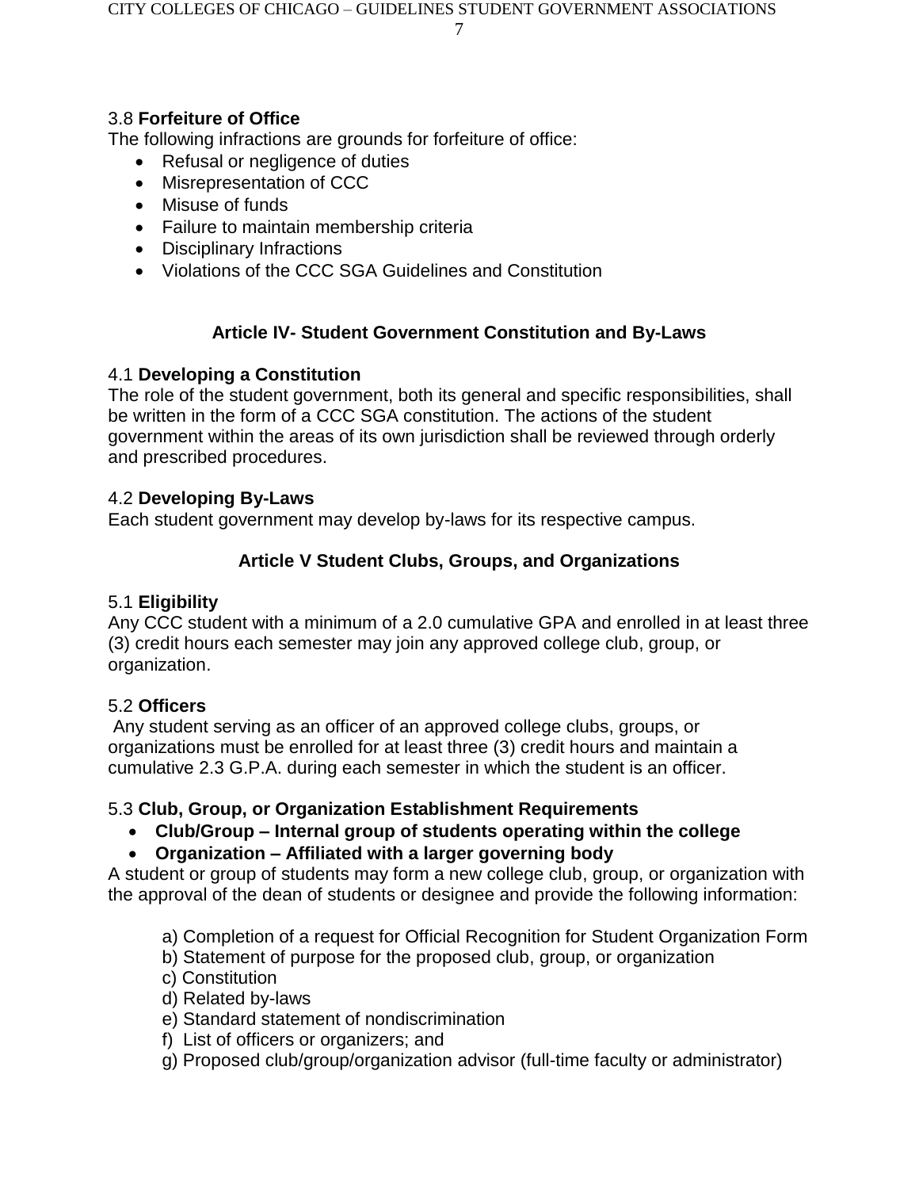### 3.8 **Forfeiture of Office**

The following infractions are grounds for forfeiture of office:

- Refusal or negligence of duties
- Misrepresentation of CCC
- Misuse of funds
- Failure to maintain membership criteria
- Disciplinary Infractions
- Violations of the CCC SGA Guidelines and Constitution

## Article IV- Student Government Constitution and By-Laws

### 4.1 **Developing a Constitution**

The role of the student government, both its general and specific responsibilities, shall be written in the form of a CCC SGA constitution. The actions of the student government within the areas of its own jurisdiction shall be reviewed through orderly and prescribed procedures.

### 4.2 **Developing By-Laws**

Each student government may develop by-laws for its respective campus.

## Article V Student Clubs, Groups, and Organizations

### 5.1 **Eligibility**

Any CCC student with a minimum of a 2.0 cumulative GPA and enrolled in at least three (3) credit hours each semester may join any approved college club, group, or organization.

### 5.2 **Officers**

Any student serving as an officer of an approved college clubs, groups, or organizations must be enrolled for at least three (3) credit hours and maintain a cumulative 2.3 G.P.A. during each semester in which the student is an officer.

### 5.3 **Club, Group, or Organization Establishment Requirements**

- **Club/Group – Internal group of students operating within the college**
- **Organization – Affiliated with a larger governing body**

A student or group of students may form a new college club, group, or organization with the approval of the dean of students or designee and provide the following information:

a) Completion of a request for Official Recognition for Student Organization Form
b) Statement of purpose for the proposed club, group, or organization
c) Constitution
d) Related by-laws
e) Standard statement of nondiscrimination
f) List of officers or organizers; and
g) Proposed club/group/organization advisor (full-time faculty or administrator)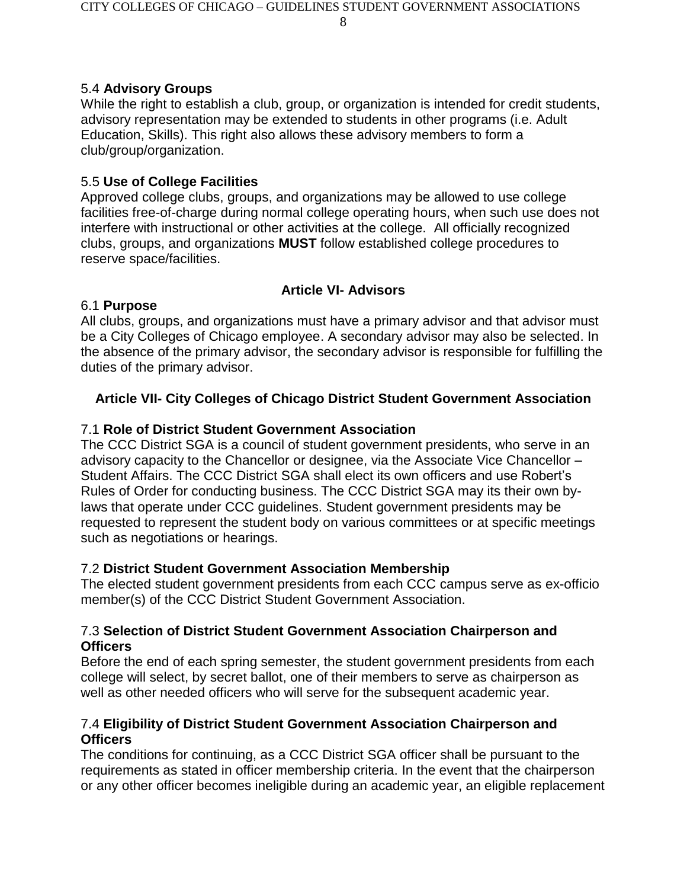5.4 **Advisory Groups**
While the right to establish a club, group, or organization is intended for credit students, advisory representation may be extended to students in other programs (i.e. Adult Education, Skills). This right also allows these advisory members to form a club/group/organization.

5.5 **Use of College Facilities**
Approved college clubs, groups, and organizations may be allowed to use college facilities free-of-charge during normal college operating hours, when such use does not interfere with instructional or other activities at the college. All officially recognized clubs, groups, and organizations **MUST** follow established college procedures to reserve space/facilities.

## Article VI- Advisors

6.1 **Purpose**
All clubs, groups, and organizations must have a primary advisor and that advisor must be a City Colleges of Chicago employee. A secondary advisor may also be selected. In the absence of the primary advisor, the secondary advisor is responsible for fulfilling the duties of the primary advisor.

## Article VII- City Colleges of Chicago District Student Government Association

7.1 **Role of District Student Government Association**
The CCC District SGA is a council of student government presidents, who serve in an advisory capacity to the Chancellor or designee, via the Associate Vice Chancellor – Student Affairs. The CCC District SGA shall elect its own officers and use Robert's Rules of Order for conducting business. The CCC District SGA may its their own by-laws that operate under CCC guidelines. Student government presidents may be requested to represent the student body on various committees or at specific meetings such as negotiations or hearings.

7.2 **District Student Government Association Membership**
The elected student government presidents from each CCC campus serve as ex-officio member(s) of the CCC District Student Government Association.

7.3 **Selection of District Student Government Association Chairperson and Officers**
Before the end of each spring semester, the student government presidents from each college will select, by secret ballot, one of their members to serve as chairperson as well as other needed officers who will serve for the subsequent academic year.

7.4 **Eligibility of District Student Government Association Chairperson and Officers**
The conditions for continuing, as a CCC District SGA officer shall be pursuant to the requirements as stated in officer membership criteria. In the event that the chairperson or any other officer becomes ineligible during an academic year, an eligible replacement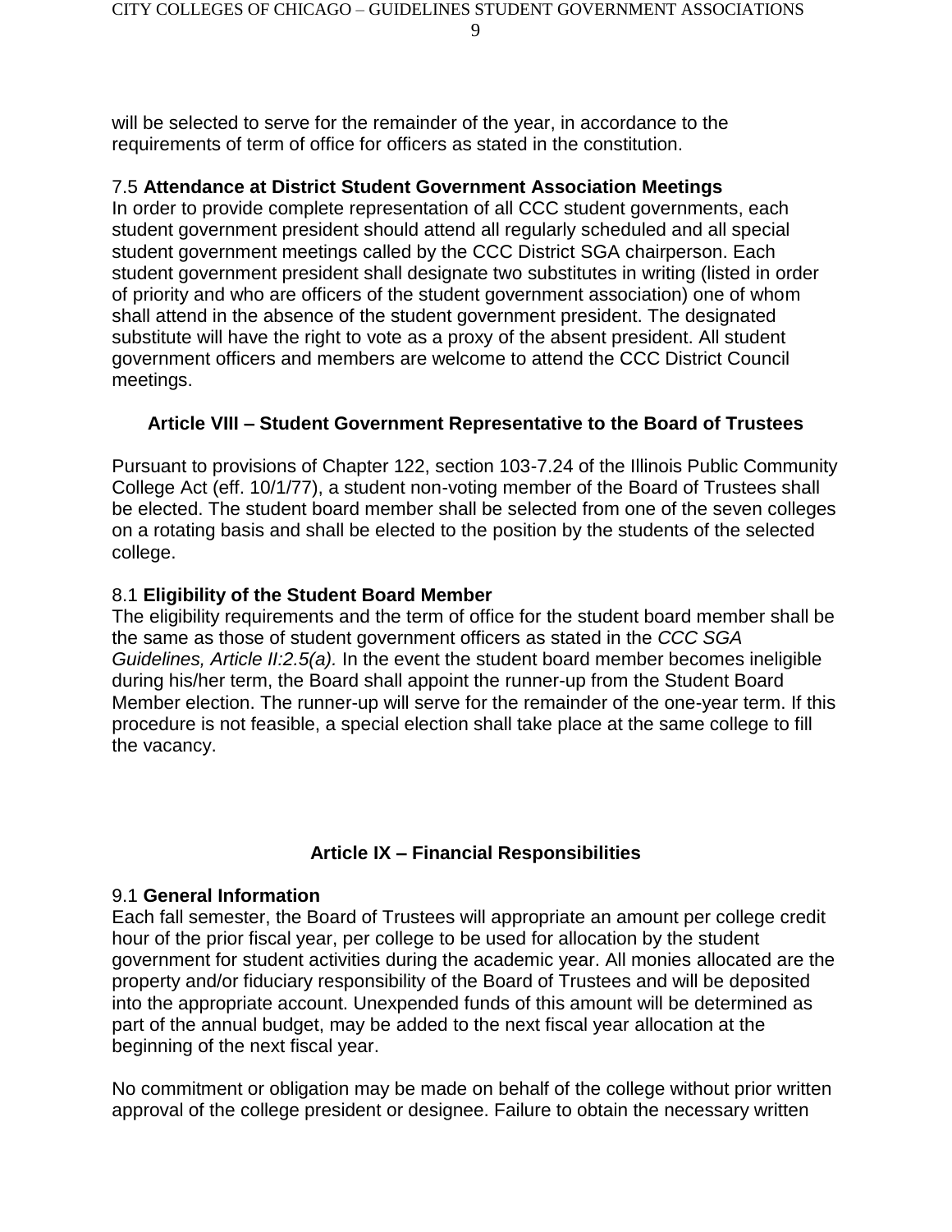will be selected to serve for the remainder of the year, in accordance to the requirements of term of office for officers as stated in the constitution.

7.5 **Attendance at District Student Government Association Meetings**

In order to provide complete representation of all CCC student governments, each student government president should attend all regularly scheduled and all special student government meetings called by the CCC District SGA chairperson. Each student government president shall designate two substitutes in writing (listed in order of priority and who are officers of the student government association) one of whom shall attend in the absence of the student government president. The designated substitute will have the right to vote as a proxy of the absent president. All student government officers and members are welcome to attend the CCC District Council meetings.

## Article VIII – Student Government Representative to the Board of Trustees

Pursuant to provisions of Chapter 122, section 103-7.24 of the Illinois Public Community College Act (eff. 10/1/77), a student non-voting member of the Board of Trustees shall be elected. The student board member shall be selected from one of the seven colleges on a rotating basis and shall be elected to the position by the students of the selected college.

8.1 **Eligibility of the Student Board Member**

The eligibility requirements and the term of office for the student board member shall be the same as those of student government officers as stated in the *CCC SGA Guidelines, Article II:2.5(a).* In the event the student board member becomes ineligible during his/her term, the Board shall appoint the runner-up from the Student Board Member election. The runner-up will serve for the remainder of the one-year term. If this procedure is not feasible, a special election shall take place at the same college to fill the vacancy.

## Article IX – Financial Responsibilities

9.1 **General Information**

Each fall semester, the Board of Trustees will appropriate an amount per college credit hour of the prior fiscal year, per college to be used for allocation by the student government for student activities during the academic year. All monies allocated are the property and/or fiduciary responsibility of the Board of Trustees and will be deposited into the appropriate account. Unexpended funds of this amount will be determined as part of the annual budget, may be added to the next fiscal year allocation at the beginning of the next fiscal year.

No commitment or obligation may be made on behalf of the college without prior written approval of the college president or designee. Failure to obtain the necessary written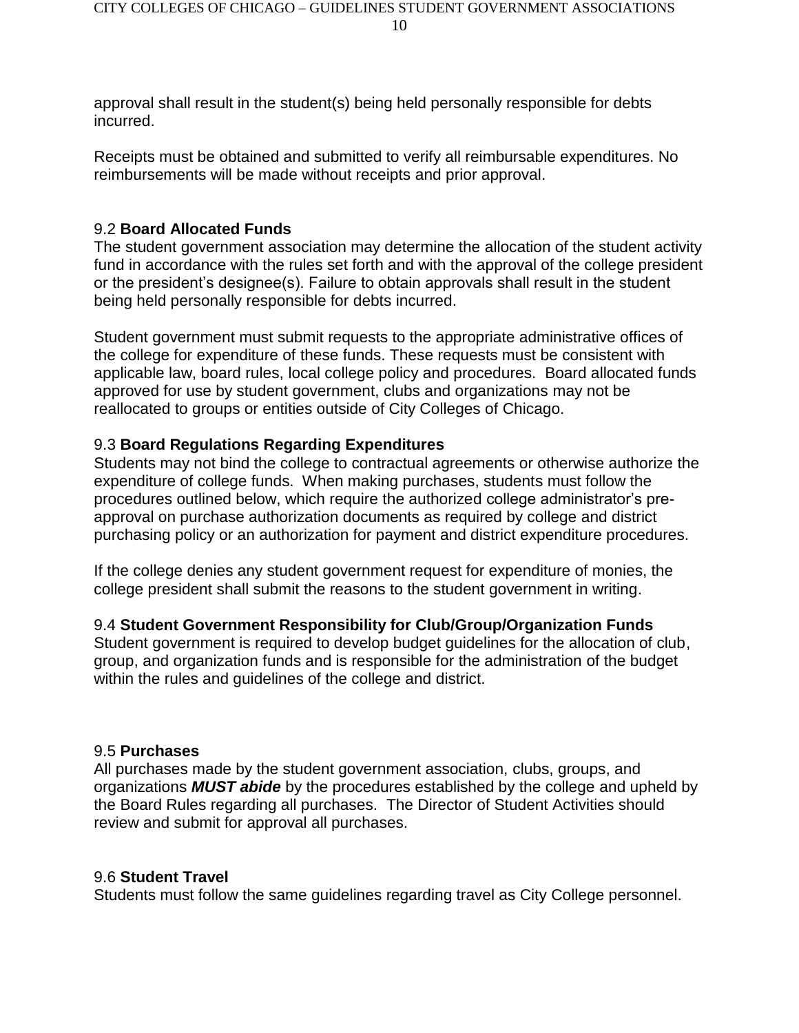approval shall result in the student(s) being held personally responsible for debts incurred.

Receipts must be obtained and submitted to verify all reimbursable expenditures. No reimbursements will be made without receipts and prior approval.

### 9.2 **Board Allocated Funds**

The student government association may determine the allocation of the student activity fund in accordance with the rules set forth and with the approval of the college president or the president's designee(s). Failure to obtain approvals shall result in the student being held personally responsible for debts incurred.

Student government must submit requests to the appropriate administrative offices of the college for expenditure of these funds. These requests must be consistent with applicable law, board rules, local college policy and procedures. Board allocated funds approved for use by student government, clubs and organizations may not be reallocated to groups or entities outside of City Colleges of Chicago.

### 9.3 **Board Regulations Regarding Expenditures**

Students may not bind the college to contractual agreements or otherwise authorize the expenditure of college funds. When making purchases, students must follow the procedures outlined below, which require the authorized college administrator's pre-approval on purchase authorization documents as required by college and district purchasing policy or an authorization for payment and district expenditure procedures.

If the college denies any student government request for expenditure of monies, the college president shall submit the reasons to the student government in writing.

### 9.4 **Student Government Responsibility for Club/Group/Organization Funds**

Student government is required to develop budget guidelines for the allocation of club, group, and organization funds and is responsible for the administration of the budget within the rules and guidelines of the college and district.

### 9.5 **Purchases**

All purchases made by the student government association, clubs, groups, and organizations ***MUST abide*** by the procedures established by the college and upheld by the Board Rules regarding all purchases. The Director of Student Activities should review and submit for approval all purchases.

### 9.6 **Student Travel**

Students must follow the same guidelines regarding travel as City College personnel.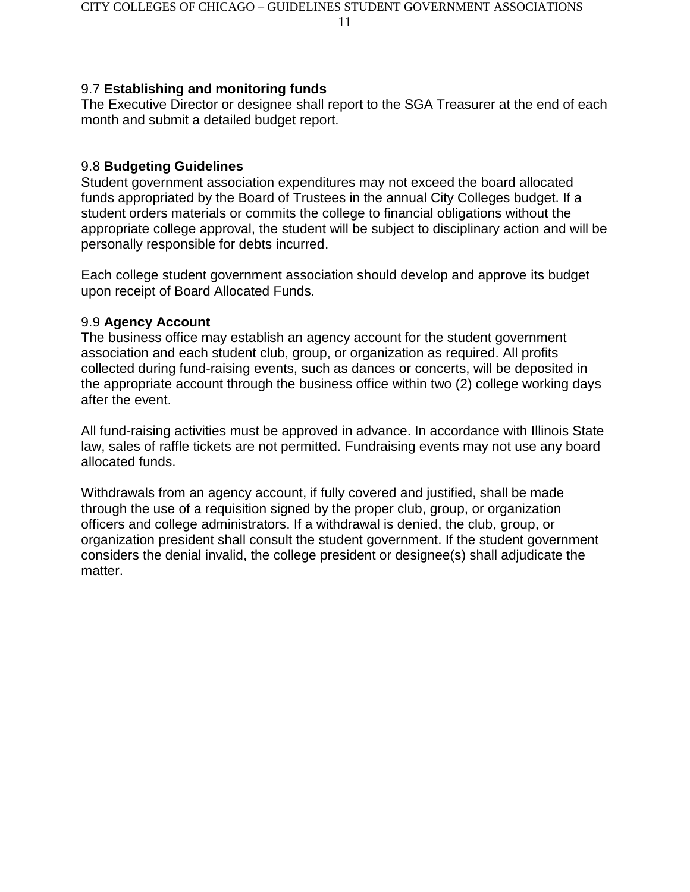### 9.7 **Establishing and monitoring funds**

The Executive Director or designee shall report to the SGA Treasurer at the end of each month and submit a detailed budget report.

### 9.8 **Budgeting Guidelines**

Student government association expenditures may not exceed the board allocated funds appropriated by the Board of Trustees in the annual City Colleges budget. If a student orders materials or commits the college to financial obligations without the appropriate college approval, the student will be subject to disciplinary action and will be personally responsible for debts incurred.

Each college student government association should develop and approve its budget upon receipt of Board Allocated Funds.

### 9.9 **Agency Account**

The business office may establish an agency account for the student government association and each student club, group, or organization as required. All profits collected during fund-raising events, such as dances or concerts, will be deposited in the appropriate account through the business office within two (2) college working days after the event.

All fund-raising activities must be approved in advance. In accordance with Illinois State law, sales of raffle tickets are not permitted. Fundraising events may not use any board allocated funds.

Withdrawals from an agency account, if fully covered and justified, shall be made through the use of a requisition signed by the proper club, group, or organization officers and college administrators. If a withdrawal is denied, the club, group, or organization president shall consult the student government. If the student government considers the denial invalid, the college president or designee(s) shall adjudicate the matter.